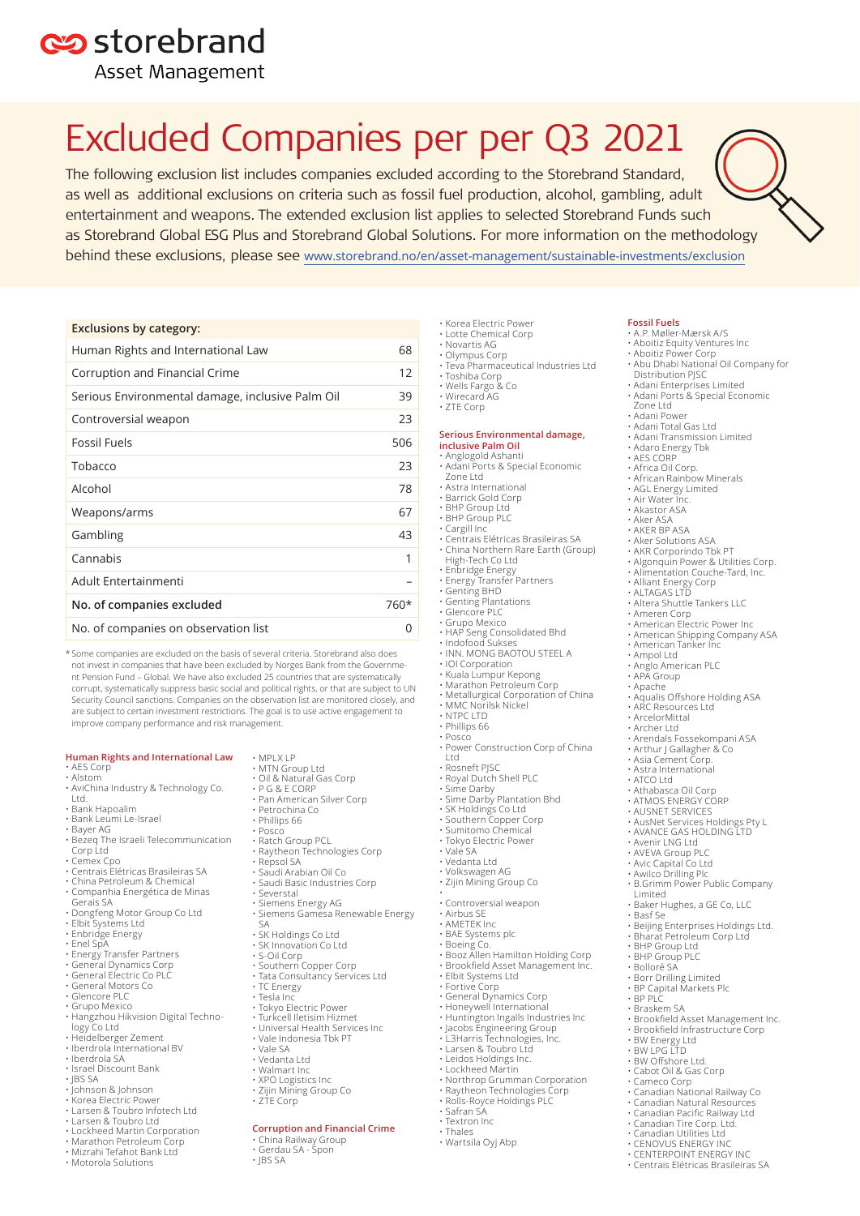# Excluded Companies per per Q3 2021

The following exclusion list includes companies excluded according to the Storebrand Standard, as well as additional exclusions on criteria such as fossil fuel production, alcohol, gambling, adult entertainment and weapons. The extended exclusion list applies to selected Storebrand Funds such as Storebrand Global ESG Plus and Storebrand Global Solutions. For more information on the methodology behind these exclusions, please see www.storebrand.no/en/asset-management/sustainable-investments/exclusion

| Exclusions by category: | |
|---|---|
| Human Rights and International Law | 68 |
| Corruption and Financial Crime | 12 |
| Serious Environmental damage, inclusive Palm Oil | 39 |
| Controversial weapon | 23 |
| Fossil Fuels | 506 |
| Tobacco | 23 |
| Alcohol | 78 |
| Weapons/arms | 67 |
| Gambling | 43 |
| Cannabis | 1 |
| Adult Entertainmenti | – |
| **No. of companies excluded** | 760* |
| No. of companies on observation list | 0 |

* Some companies are excluded on the basis of several criteria. Storebrand also does not invest in companies that have been excluded by Norges Bank from the Government Pension Fund – Global. We have also excluded 25 countries that are systematically corrupt, systematically suppress basic social and political rights, or that are subject to UN Security Council sanctions. Companies on the observation list are monitored closely, and are subject to certain investment restrictions. The goal is to use active engagement to improve company performance and risk management.

## Human Rights and International Law

- AES Corp
- Alstom
- AviChina Industry & Technology Co. Ltd.
- Bank Hapoalim
- Bank Leumi Le-Israel
- Bayer AG
- Bezeq The Israeli Telecommunication Corp Ltd
- Cemex Cpo
- Centrais Elétricas Brasileiras SA
- China Petroleum & Chemical
- Companhia Energética de Minas Gerais SA
- Dongfeng Motor Group Co Ltd
- Elbit Systems Ltd
- Enbridge Energy
- Enel SpA
- Energy Transfer Partners
- General Dynamics Corp
- General Electric Co PLC
- General Motors Co
- Glencore PLC
- Grupo Mexico
- Hangzhou Hikvision Digital Technology Co Ltd
- Heidelberger Zement
- Iberdrola International BV
- Iberdrola SA
- Israel Discount Bank
- JBS SA
- Johnson & Johnson
- Korea Electric Power
- Larsen & Toubro Infotech Ltd
- Larsen & Toubro Ltd
- Lockheed Martin Corporation
- Marathon Petroleum Corp
- Mizrahi Tefahot Bank Ltd
- Motorola Solutions
- MPLX LP
- MTN Group Ltd
- Oil & Natural Gas Corp
- P G & E CORP
- Pan American Silver Corp
- Petrochina Co
- Phillips 66
- Posco
- Ratch Group PCL
- Raytheon Technologies Corp
- Repsol SA
- Saudi Arabian Oil Co
- Saudi Basic Industries Corp
- Severstal
- Siemens Energy AG
- Siemens Gamesa Renewable Energy SA
- SK Holdings Co Ltd
- SK Innovation Co Ltd
- S-Oil Corp
- Southern Copper Corp
- Tata Consultancy Services Ltd
- TC Energy
- Tesla Inc
- Tokyo Electric Power
- Turkcell Iletisim Hizmet
- Universal Health Services Inc
- Vale Indonesia Tbk PT
- Vale SA
- Vedanta Ltd
- Walmart Inc
- XPO Logistics Inc
- Zijin Mining Group Co
- ZTE Corp

## Corruption and Financial Crime

- China Railway Group
- Gerdau SA - Spon
- JBS SA
- Korea Electric Power
- Lotte Chemical Corp
- Novartis AG
- Olympus Corp
- Teva Pharmaceutical Industries Ltd
- Toshiba Corp
- Wells Fargo & Co
- Wirecard AG
- ZTE Corp

## Serious Environmental damage, inclusive Palm Oil

- Anglogold Ashanti
- Adani Ports & Special Economic Zone Ltd
- Astra International
- Barrick Gold Corp
- BHP Group Ltd
- BHP Group PLC
- Cargill Inc
- Centrais Elétricas Brasileiras SA
- China Northern Rare Earth (Group) High-Tech Co Ltd
- Enbridge Energy
- Energy Transfer Partners
- Genting BHD
- Genting Plantations
- Glencore PLC
- Grupo Mexico
- HAP Seng Consolidated Bhd
- Indofood Sukses
- INN. MONG BAOTOU STEEL A
- IOI Corporation
- Kuala Lumpur Kepong
- Marathon Petroleum Corp
- Metallurgical Corporation of China
- MMC Norilsk Nickel
- NTPC LTD
- Phillips 66
- Posco
- Power Construction Corp of China Ltd
- Rosneft PJSC
- Royal Dutch Shell PLC
- Sime Darby
- Sime Darby Plantation Bhd
- SK Holdings Co Ltd
- Southern Copper Corp
- Sumitomo Chemical
- Tokyo Electric Power
- Vale SA
- Vedanta Ltd
- Volkswagen AG
- Zijin Mining Group Co

## Controversial weapon

- Airbus SE
- AMETEK Inc
- BAE Systems plc
- Boeing Co.
- Booz Allen Hamilton Holding Corp
- Brookfield Asset Management Inc.
- Elbit Systems Ltd
- Fortive Corp
- General Dynamics Corp
- Honeywell International
- Huntington Ingalls Industries Inc
- Jacobs Engineering Group
- L3Harris Technologies, Inc.
- Larsen & Toubro Ltd
- Leidos Holdings Inc.
- Lockheed Martin
- Northrop Grumman Corporation
- Raytheon Technologies Corp
- Rolls-Royce Holdings PLC
- Safran SA
- Textron Inc
- Thales
- Wartsila Oyj Abp

## Fossil Fuels

- A.P. Møller-Mærsk A/S
- Aboitiz Equity Ventures Inc
- Aboitiz Power Corp
- Abu Dhabi National Oil Company for Distribution PJSC
- Adani Enterprises Limited
- Adani Ports & Special Economic Zone Ltd
- Adani Power
- Adani Total Gas Ltd
- Adani Transmission Limited
- Adaro Energy Tbk
- AES CORP
- Africa Oil Corp.
- African Rainbow Minerals
- AGL Energy Limited
- Air Water Inc.
- Akastor ASA
- Aker ASA
- AKER BP ASA
- Aker Solutions ASA
- AKR Corporindo Tbk PT
- Algonquin Power & Utilities Corp.
- Alimentation Couche-Tard, Inc.
- Alliant Energy Corp
- ALTAGAS LTD
- Altera Shuttle Tankers LLC
- Ameren Corp
- American Electric Power Inc
- American Shipping Company ASA
- American Tanker Inc
- Ampol Ltd
- Anglo American PLC
- APA Group
- Apache
- Aqualis Offshore Holding ASA
- ARC Resources Ltd
- ArcelorMittal
- Archer Ltd
- Arendals Fossekompani ASA
- Arthur J Gallagher & Co
- Asia Cement Corp.
- Astra International
- ATCO Ltd
- Athabasca Oil Corp
- ATMOS ENERGY CORP
- AUSNET SERVICES
- AusNet Services Holdings Pty L
- AVANCE GAS HOLDING LTD
- Avenir LNG Ltd
- AVEVA Group PLC
- Avic Capital Co Ltd
- Awilco Drilling Plc
- B.Grimm Power Public Company Limited
- Baker Hughes, a GE Co, LLC
- Basf Se
- Beijing Enterprises Holdings Ltd.
- Bharat Petroleum Corp Ltd
- BHP Group Ltd
- BHP Group PLC
- Bolloré SA
- Borr Drilling Limited
- BP Capital Markets Plc
- BP PLC
- Braskem SA
- Brookfield Asset Management Inc.
- Brookfield Infrastructure Corp
- BW Energy Ltd
- BW LPG LTD
- BW Offshore Ltd.
- Cabot Oil & Gas Corp
- Cameco Corp
- Canadian National Railway Co
- Canadian Natural Resources
- Canadian Pacific Railway Ltd
- Canadian Tire Corp. Ltd.
- Canadian Utilities Ltd
- CENOVUS ENERGY INC
- CENTERPOINT ENERGY INC
- Centrais Elétricas Brasileiras SA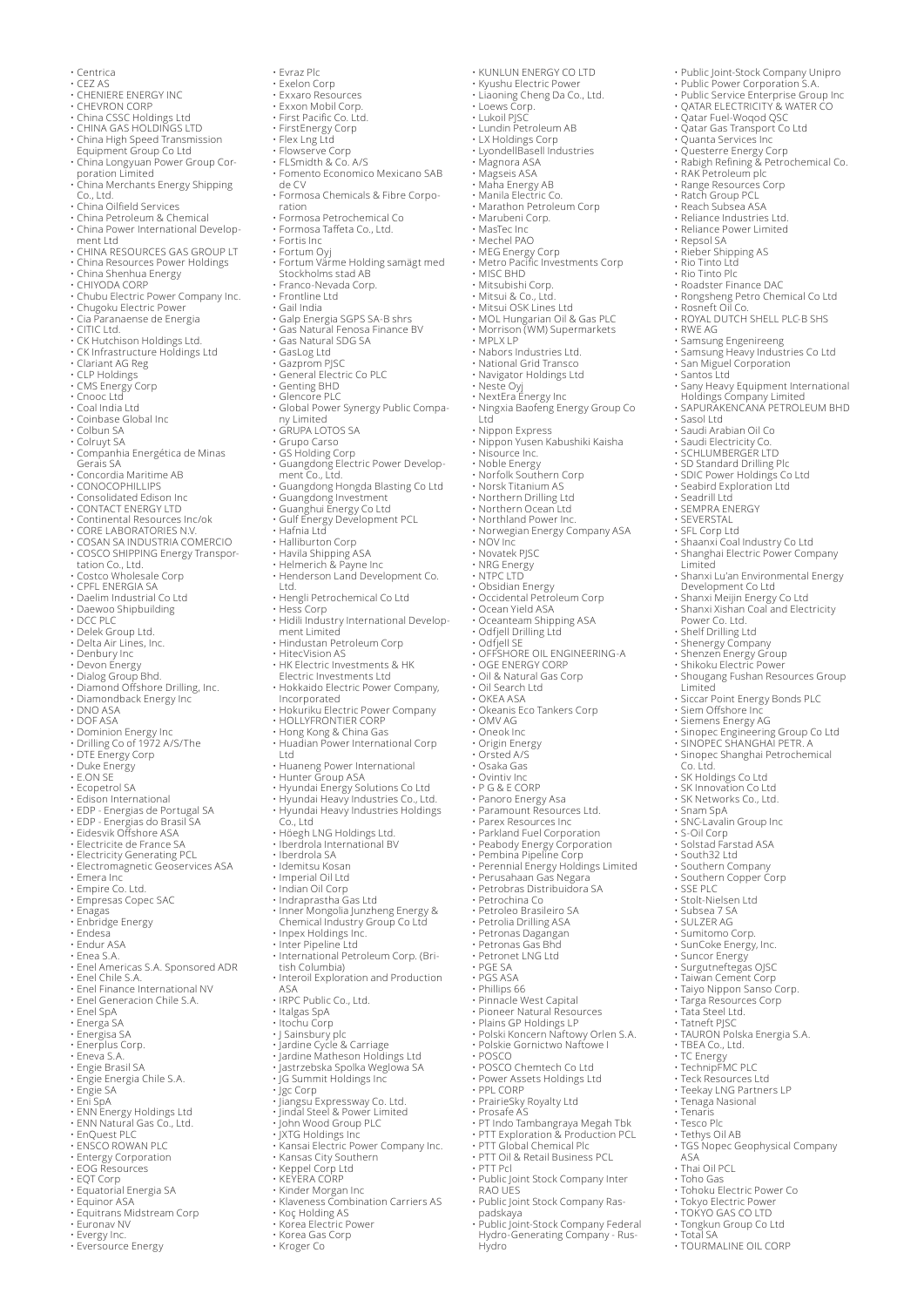- Centrica
- CEZ AS
- CHENIERE ENERGY INC
- CHEVRON CORP
- China CSSC Holdings Ltd
- CHINA GAS HOLDINGS LTD
- China High Speed Transmission Equipment Group Co Ltd
- China Longyuan Power Group Corporation Limited
- China Merchants Energy Shipping Co., Ltd.
- China Oilfield Services
- China Petroleum & Chemical
- China Power International Development Ltd
- CHINA RESOURCES GAS GROUP LT
- China Resources Power Holdings
- China Shenhua Energy
- CHIYODA CORP
- Chubu Electric Power Company Inc.
- Chugoku Electric Power
- Cia Paranaense de Energia
- CITIC Ltd.
- CK Hutchison Holdings Ltd.
- CK Infrastructure Holdings Ltd
- Clariant AG Reg
- CLP Holdings
- CMS Energy Corp
- Cnooc Ltd
- Coal India Ltd
- Coinbase Global Inc
- Colbun SA
- Colruyt SA
- Companhia Energética de Minas Gerais SA
- Concordia Maritime AB
- CONOCOPHILLIPS
- Consolidated Edison Inc
- CONTACT ENERGY LTD
- Continental Resources Inc/ok
- CORE LABORATORIES N.V.
- COSAN SA INDUSTRIA COMERCIO
- COSCO SHIPPING Energy Transportation Co., Ltd.
- Costco Wholesale Corp
- CPFL ENERGIA SA
- Daelim Industrial Co Ltd
- Daewoo Shipbuilding
- DCC PLC
- Delek Group Ltd.
- Delta Air Lines, Inc.
- Denbury Inc
- Devon Energy
- Dialog Group Bhd.
- Diamond Offshore Drilling, Inc.
- Diamondback Energy Inc
- DNO ASA
- DOF ASA
- Dominion Energy Inc
- Drilling Co of 1972 A/S/The
- DTE Energy Corp
- Duke Energy
- E.ON SE
- Ecopetrol SA
- Edison International
- EDP - Energias de Portugal SA
- EDP - Energias do Brasil SA
- Eidesvik Offshore ASA
- Electricite de France SA
- Electricity Generating PCL
- Electromagnetic Geoservices ASA
- Emera Inc
- Empire Co. Ltd.
- Empresas Copec SAC
- Enagas
- Enbridge Energy
- Endesa
- Endur ASA
- Enea S.A.
- Enel Americas S.A. Sponsored ADR
- Enel Chile S.A.
- Enel Finance International NV
- Enel Generacion Chile S.A.
- Enel SpA
- Energa SA
- Energisa SA
- Enerplus Corp.
- Eneva S.A.
- Engie Brasil SA
- Engie Energia Chile S.A.
- Engie SA
- Eni SpA
- ENN Energy Holdings Ltd
- ENN Natural Gas Co., Ltd.
- EnQuest PLC
- ENSCO ROWAN PLC
- Entergy Corporation
- EOG Resources
- EQT Corp
- Equatorial Energia SA
- Equinor ASA
- Equitrans Midstream Corp
- Euronav NV
- Evergy Inc.
- Eversource Energy
- Evraz Plc
- Exelon Corp
- Exxaro Resources
- Exxon Mobil Corp.
- First Pacific Co. Ltd.
- FirstEnergy Corp
- Flex Lng Ltd
- Flowserve Corp
- FLSmidth & Co. A/S
- Fomento Economico Mexicano SAB de CV
- Formosa Chemicals & Fibre Corporation
- Formosa Petrochemical Co
- Formosa Taffeta Co., Ltd.
- Fortis Inc
- Fortum Oyj
- Fortum Värme Holding samägt med Stockholms stad AB
- Franco-Nevada Corp.
- Frontline Ltd
- Gail India
- Galp Energia SGPS SA-B shrs
- Gas Natural Fenosa Finance BV
- Gas Natural SDG SA
- GasLog Ltd
- Gazprom PJSC
- General Electric Co PLC
- Genting BHD
- Glencore PLC
- Global Power Synergy Public Company Limited
- GRUPA LOTOS SA
- Grupo Carso
- GS Holding Corp
- Guangdong Electric Power Development Co., Ltd.
- Guangdong Hongda Blasting Co Ltd
- Guangdong Investment
- Guanghui Energy Co Ltd
- Gulf Energy Development PCL
- Hafnia Ltd
- Halliburton Corp
- Havila Shipping ASA
- Helmerich & Payne Inc
- Henderson Land Development Co. Ltd.
- Hengli Petrochemical Co Ltd
- Hess Corp
- Hidili Industry International Development Limited
- Hindustan Petroleum Corp
- HitecVision AS
- HK Electric Investments & HK Electric Investments Ltd
- Hokkaido Electric Power Company, Incorporated
- Hokuriku Electric Power Company
- HOLLYFRONTIER CORP
- Hong Kong & China Gas
- Huadian Power International Corp Ltd
- Huaneng Power International
- Hunter Group ASA
- Hyundai Energy Solutions Co Ltd
- Hyundai Heavy Industries Co., Ltd.
- Hyundai Heavy Industries Holdings Co., Ltd
- Höegh LNG Holdings Ltd.
- Iberdrola International BV
- Iberdrola SA
- Idemitsu Kosan
- Imperial Oil Ltd
- Indian Oil Corp
- Indraprastha Gas Ltd
- Inner Mongolia Junzheng Energy & Chemical Industry Group Co Ltd
- Inpex Holdings Inc.
- Inter Pipeline Ltd
- International Petroleum Corp. (British Columbia)
- Interoil Exploration and Production ASA
- IRPC Public Co., Ltd.
- Italgas SpA
- Itochu Corp
- J Sainsbury plc
- Jardine Cycle & Carriage
- Jardine Matheson Holdings Ltd
- Jastrzebska Spolka Weglowa SA
- JG Summit Holdings Inc
- Jgc Corp
- Jiangsu Expressway Co. Ltd.
- Jindal Steel & Power Limited
- John Wood Group PLC
- JXTG Holdings Inc
- Kansai Electric Power Company Inc.
- Kansas City Southern
- Keppel Corp Ltd
- KEYERA CORP
- Kinder Morgan Inc
- Klaveness Combination Carriers AS
- Koç Holding AS
- Korea Electric Power
- Korea Gas Corp
- Kroger Co
- KUNLUN ENERGY CO LTD
- Kyushu Electric Power
- Liaoning Cheng Da Co., Ltd.
- Loews Corp.
- Lukoil PJSC
- Lundin Petroleum AB
- LX Holdings Corp
- LyondellBasell Industries
- Magnora ASA
- Magseis ASA
- Maha Energy AB
- Manila Electric Co.
- Marathon Petroleum Corp
- Marubeni Corp.
- MasTec Inc
- Mechel PAO
- MEG Energy Corp
- Metro Pacific Investments Corp
- MISC BHD
- Mitsubishi Corp.
- Mitsui & Co., Ltd.
- Mitsui OSK Lines Ltd
- MOL Hungarian Oil & Gas PLC
- Morrison (WM) Supermarkets
- MPLX LP
- Nabors Industries Ltd.
- National Grid Transco
- Navigator Holdings Ltd
- Neste Oyj
- NextEra Energy Inc
- Ningxia Baofeng Energy Group Co Ltd
- Nippon Express
- Nippon Yusen Kabushiki Kaisha
- Nisource Inc.
- Noble Energy
- Norfolk Southern Corp
- Norsk Titanium AS
- Northern Drilling Ltd
- Northern Ocean Ltd
- Northland Power Inc.
- Norwegian Energy Company ASA
- NOV Inc
- Novatek PJSC
- NRG Energy
- NTPC LTD
- Obsidian Energy
- Occidental Petroleum Corp
- Ocean Yield ASA
- Oceanteam Shipping ASA
- Odfjell Drilling Ltd
- Odfjell SE
- OFFSHORE OIL ENGINEERING-A
- OGE ENERGY CORP
- Oil & Natural Gas Corp
- Oil Search Ltd
- OKEA ASA
- Okeanis Eco Tankers Corp
- OMV AG
- Oneok Inc
- Origin Energy
- Orsted A/S
- Osaka Gas
- Ovintiv Inc
- P G & E CORP
- Panoro Energy Asa
- Paramount Resources Ltd.
- Parex Resources Inc
- Parkland Fuel Corporation
- Peabody Energy Corporation
- Pembina Pipeline Corp
- Perennial Energy Holdings Limited
- Perusahaan Gas Negara
- Petrobras Distribuidora SA
- Petrochina Co
- Petroleo Brasileiro SA
- Petrolia Drilling ASA
- Petronas Dagangan
- Petronas Gas Bhd
- Petronet LNG Ltd
- PGE SA
- PGS ASA
- Phillips 66
- Pinnacle West Capital
- Pioneer Natural Resources
- Plains GP Holdings LP
- Polski Koncern Naftowy Orlen S.A.
- Polskie Gornictwo Naftowe I
- POSCO
- POSCO Chemtech Co Ltd
- Power Assets Holdings Ltd
- PPL CORP
- PrairieSky Royalty Ltd
- Prosafe AS
- PT Indo Tambangraya Megah Tbk
- PTT Exploration & Production PCL
- PTT Global Chemical Plc
- PTT Oil & Retail Business PCL
- PTT Pcl
- Public Joint Stock Company Inter RAO UES
- Public Joint Stock Company Raspadskaya
- Public Joint-Stock Company Federal Hydro-Generating Company - RusHydro
- Public Joint-Stock Company Unipro
- Public Power Corporation S.A.
- Public Service Enterprise Group Inc
- QATAR ELECTRICITY & WATER CO
- Qatar Fuel-Woqod QSC
- Qatar Gas Transport Co Ltd
- Quanta Services Inc
- Questerre Energy Corp
- Rabigh Refining & Petrochemical Co.
- RAK Petroleum plc
- Range Resources Corp
- Ratch Group PCL
- Reach Subsea ASA
- Reliance Industries Ltd.
- Reliance Power Limited
- Repsol SA
- Rieber Shipping AS
- Rio Tinto Ltd
- Rio Tinto Plc
- Roadster Finance DAC
- Rongsheng Petro Chemical Co Ltd
- Rosneft Oil Co.
- ROYAL DUTCH SHELL PLC-B SHS
- RWE AG
- Samsung Engenireeng
- Samsung Heavy Industries Co Ltd
- San Miguel Corporation
- Santos Ltd
- Sany Heavy Equipment International Holdings Company Limited
- SAPURAKENCANA PETROLEUM BHD
- Sasol Ltd
- Saudi Arabian Oil Co
- Saudi Electricity Co.
- SCHLUMBERGER LTD
- SD Standard Drilling Plc
- SDIC Power Holdings Co Ltd
- Seabird Exploration Ltd
- Seadrill Ltd
- SEMPRA ENERGY
- SEVERSTAL
- SFL Corp Ltd
- Shaanxi Coal Industry Co Ltd
- Shanghai Electric Power Company Limited
- Shanxi Lu'an Environmental Energy Development Co Ltd
- Shanxi Meijin Energy Co Ltd
- Shanxi Xishan Coal and Electricity Power Co. Ltd.
- Shelf Drilling Ltd
- Shenergy Company
- Shenzen Energy Group
- Shikoku Electric Power
- Shougang Fushan Resources Group Limited
- Siccar Point Energy Bonds PLC
- Siem Offshore Inc
- Siemens Energy AG
- Sinopec Engineering Group Co Ltd
- SINOPEC SHANGHAI PETR. A
- Sinopec Shanghai Petrochemical Co. Ltd.
- SK Holdings Co Ltd
- SK Innovation Co Ltd
- SK Networks Co., Ltd.
- Snam SpA
- SNC-Lavalin Group Inc
- S-Oil Corp
- Solstad Farstad ASA
- South32 Ltd
- Southern Company
- Southern Copper Corp
- SSE PLC
- Stolt-Nielsen Ltd
- Subsea 7 SA
- SULZER AG
- Sumitomo Corp.
- SunCoke Energy, Inc.
- Suncor Energy
- Surgutneftegas OJSC
- Taiwan Cement Corp
- Taiyo Nippon Sanso Corp.
- Targa Resources Corp
- Tata Steel Ltd.
- Tatneft PJSC
- TAURON Polska Energia S.A.
- TBEA Co., Ltd.
- TC Energy
- TechnipFMC PLC
- Teck Resources Ltd
- Teekay LNG Partners LP
- Tenaga Nasional
- Tenaris
- Tesco Plc
- Tethys Oil AB
- TGS Nopec Geophysical Company ASA
- Thai Oil PCL
- Toho Gas
- Tohoku Electric Power Co
- Tokyo Electric Power
- TOKYO GAS CO LTD
- Tongkun Group Co Ltd
- Total SA
- TOURMALINE OIL CORP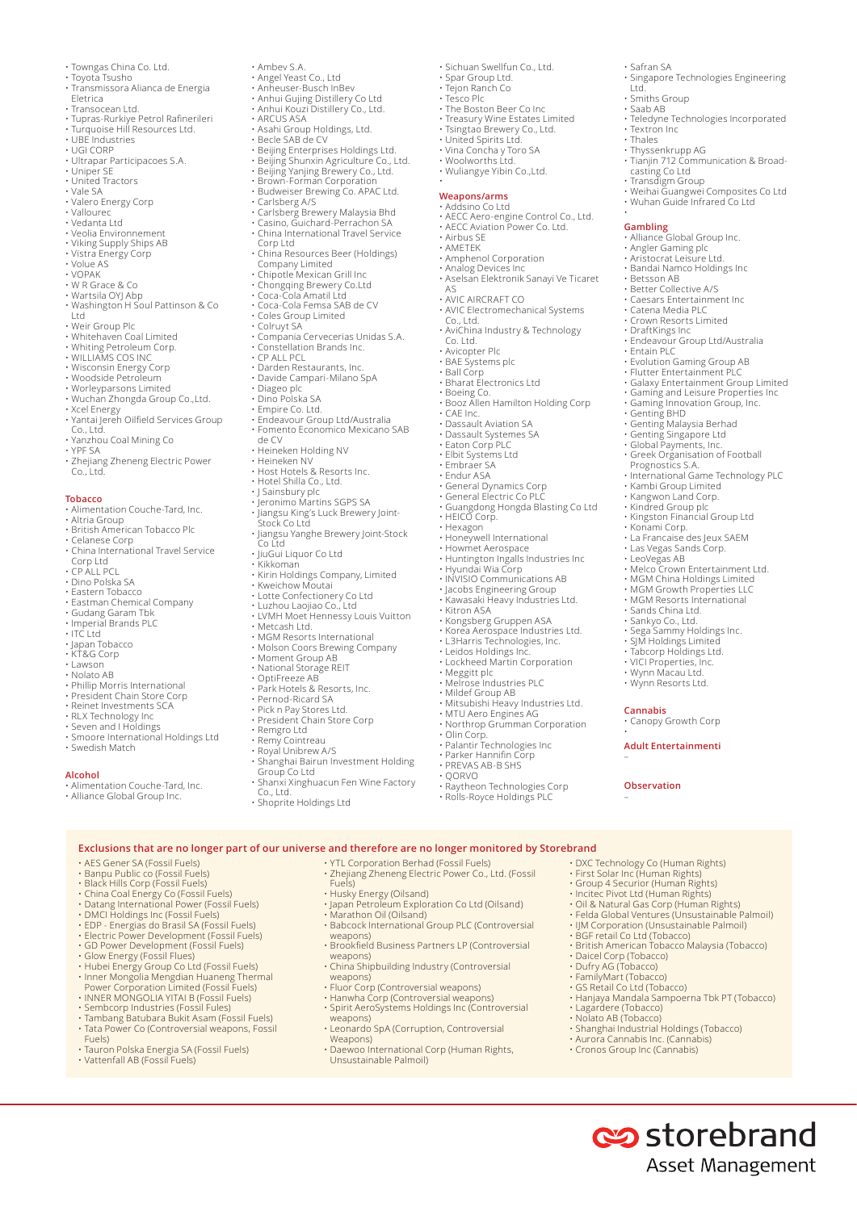- Towngas China Co. Ltd.
- Toyota Tsusho
- Transmissora Alianca de Energia Eletrica
- Transocean Ltd.
- Tupras-Rurkiye Petrol Rafinerileri
- Turquoise Hill Resources Ltd.
- UBE Industries
- UGI CORP
- Ultrapar Participacoes S.A.
- Uniper SE
- United Tractors
- Vale SA
- Valero Energy Corp
- Vallourec
- Vedanta Ltd
- Veolia Environnement
- Viking Supply Ships AB
- Vistra Energy Corp
- Volue AS
- VOPAK
- W R Grace & Co
- Wartsila OYJ Abp
- Washington H Soul Pattinson & Co Ltd
- Weir Group Plc
- Whitehaven Coal Limited
- Whiting Petroleum Corp.
- WILLIAMS COS INC
- Wisconsin Energy Corp
- Woodside Petroleum
- Worleyparsons Limited
- Wuchan Zhongda Group Co.,Ltd.
- Xcel Energy
- Yantai Jereh Oilfield Services Group Co., Ltd.
- Yanzhou Coal Mining Co
- YPF SA
- Zhejiang Zheneng Electric Power Co., Ltd.

## Tobacco

- Alimentation Couche-Tard, Inc.
- Altria Group
- British American Tobacco Plc
- Celanese Corp
- China International Travel Service Corp Ltd
- CP ALL PCL
- Dino Polska SA
- Eastern Tobacco
- Eastman Chemical Company
- Gudang Garam Tbk
- Imperial Brands PLC
- ITC Ltd
- Japan Tobacco
- KT&G Corp
- Lawson
- Nolato AB
- Phillip Morris International
- President Chain Store Corp
- Reinet Investments SCA
- RLX Technology Inc
- Seven and I Holdings
- Smoore International Holdings Ltd
- Swedish Match

## Alcohol

- Alimentation Couche-Tard, Inc.
- Alliance Global Group Inc.
- Ambev S.A.
- Angel Yeast Co., Ltd
- Anheuser-Busch InBev
- Anhui Gujing Distillery Co Ltd
- Anhui Kouzi Distillery Co., Ltd.
- ARCUS ASA
- Asahi Group Holdings, Ltd.
- Becle SAB de CV
- Beijing Enterprises Holdings Ltd.
- Beijing Shunxin Agriculture Co., Ltd.
- Beijing Yanjing Brewery Co., Ltd.
- Brown-Forman Corporation
- Budweiser Brewing Co. APAC Ltd.
- Carlsberg A/S
- Carlsberg Brewery Malaysia Bhd
- Casino, Guichard-Perrachon SA
- China International Travel Service Corp Ltd
- China Resources Beer (Holdings) Company Limited
- Chipotle Mexican Grill Inc
- Chongqing Brewery Co.Ltd
- Coca-Cola Amatil Ltd
- Coca-Cola Femsa SAB de CV
- Coles Group Limited
- Colruyt SA
- Compania Cervecerias Unidas S.A.
- Constellation Brands Inc.
- CP ALL PCL
- Darden Restaurants, Inc.
- Davide Campari-Milano SpA
- Diageo plc
- Dino Polska SA
- Empire Co. Ltd.
- Endeavour Group Ltd/Australia
- Fomento Economico Mexicano SAB de CV
- Heineken Holding NV
- Heineken NV
- Host Hotels & Resorts Inc.
- Hotel Shilla Co., Ltd.
- J Sainsbury plc
- Jeronimo Martins SGPS SA
- Jiangsu King's Luck Brewery Joint-Stock Co Ltd
- Jiangsu Yanghe Brewery Joint-Stock Co Ltd
- JiuGui Liquor Co Ltd
- Kikkoman
- Kirin Holdings Company, Limited
- Kweichow Moutai
- Lotte Confectionery Co Ltd
- Luzhou Laojiao Co., Ltd
- LVMH Moet Hennessy Louis Vuitton
- Metcash Ltd.
- MGM Resorts International
- Molson Coors Brewing Company
- Moment Group AB
- National Storage REIT
- OptiFreeze AB
- Park Hotels & Resorts, Inc.
- Pernod-Ricard SA
- Pick n Pay Stores Ltd.
- President Chain Store Corp
- Remgro Ltd
- Remy Cointreau
- Royal Unibrew A/S
- Shanghai Bairun Investment Holding Group Co Ltd
- Shanxi Xinghuacun Fen Wine Factory Co., Ltd.
- Shoprite Holdings Ltd
- Sichuan Swellfun Co., Ltd.
- Spar Group Ltd.
- Tejon Ranch Co
- Tesco Plc
- The Boston Beer Co Inc
- Treasury Wine Estates Limited
- Tsingtao Brewery Co., Ltd.
- United Spirits Ltd.
- Vina Concha y Toro SA
- Woolworths Ltd.
- Wuliangye Yibin Co.,Ltd.

## Weapons/arms

- Addsino Co Ltd
- AECC Aero-engine Control Co., Ltd.
- AECC Aviation Power Co. Ltd.
- Airbus SE
- AMETEK
- Amphenol Corporation
- Analog Devices Inc
- Aselsan Elektronik Sanayi Ve Ticaret AS
- AVIC AIRCRAFT CO
- AVIC Electromechanical Systems Co., Ltd.
- AviChina Industry & Technology Co. Ltd.
- Avicopter Plc
- BAE Systems plc
- Ball Corp
- Bharat Electronics Ltd
- Boeing Co
- Booz Allen Hamilton Holding Corp
- CAE Inc.
- Dassault Aviation SA
- Dassault Systemes SA
- Eaton Corp PLC
- Elbit Systems Ltd
- Embraer SA
- Endur ASA
- General Dynamics Corp
- General Electric Co PLC
- Guangdong Hongda Blasting Co Ltd
- HEICO Corp.
- Hexagon
- Honeywell International
- Howmet Aerospace
- Huntington Ingalls Industries Inc
- Hyundai Wia Corp
- INVISIO Communications AB
- Jacobs Engineering Group
- Kawasaki Heavy Industries Ltd.
- Kitron ASA
- Kongsberg Gruppen ASA
- Korea Aerospace Industries Ltd.
- L3Harris Technologies, Inc.
- Leidos Holdings Inc.
- Lockheed Martin Corporation
- Meggitt plc
- Melrose Industries PLC
- Mildef Group AB
- Mitsubishi Heavy Industries Ltd.
- MTU Aero Engines AG
- Northrop Grumman Corporation
- Olin Corp.
- Palantir Technologies Inc
- Parker Hannifin Corp
- PREVAS AB-B SHS
- QORVO
- Raytheon Technologies Corp
- Rolls-Royce Holdings PLC
- Safran SA
- Singapore Technologies Engineering Ltd.
- Smiths Group
- Saab AB
- Teledyne Technologies Incorporated
- Textron Inc
- Thales
- Thyssenkrupp AG
- Tianjin 712 Communication & Broadcasting Co Ltd
- Transdigm Group
- Weihai Guangwei Composites Co Ltd
- Wuhan Guide Infrared Co Ltd

## Gambling

- Alliance Global Group Inc.
- Angler Gaming plc
- Aristocrat Leisure Ltd.
- Bandai Namco Holdings Inc
- Betsson AB
- Better Collective A/S
- Caesars Entertainment Inc
- Catena Media PLC
- Crown Resorts Limited
- DraftKings Inc
- Endeavour Group Ltd/Australia
- Entain PLC
- Evolution Gaming Group AB
- Flutter Entertainment PLC
- Galaxy Entertainment Group Limited
- Gaming and Leisure Properties Inc
- Gaming Innovation Group, Inc.
- Genting BHD
- Genting Malaysia Berhad
- Genting Singapore Ltd
- Global Payments, Inc.
- Greek Organisation of Football Prognostics S.A.
- International Game Technology PLC
- Kambi Group Limited
- Kangwon Land Corp.
- Kindred Group plc
- Kingston Financial Group Ltd
- Konami Corp.
- La Francaise des Jeux SAEM
- Las Vegas Sands Corp.
- LeoVegas AB
- Melco Crown Entertainment Ltd.
- MGM China Holdings Limited
- MGM Growth Properties LLC
- MGM Resorts International
- Sands China Ltd.
- Sankyo Co., Ltd.
- Sega Sammy Holdings Inc.
- SJM Holdings Limited
- Tabcorp Holdings Ltd.
- VICI Properties, Inc.
- Wynn Macau Ltd.
- Wynn Resorts Ltd.

## Cannabis

- Canopy Growth Corp

## Adult Entertainmenti

–

## Observation

–

## Exclusions that are no longer part of our universe and therefore are no longer monitored by Storebrand

- AES Gener SA (Fossil Fuels)
- Banpu Public co (Fossil Fuels)
- Black Hills Corp (Fossil Fuels)
- China Coal Energy Co (Fossil Fuels)
- Datang International Power (Fossil Fuels)
- DMCI Holdings Inc (Fossil Fuels)
- EDP - Energias do Brasil SA (Fossil Fuels)
- Electric Power Development (Fossil Fuels)
- GD Power Development (Fossil Fuels)
- Glow Energy (Fossil Flues)
- Hubei Energy Group Co Ltd (Fossil Fuels)
- Inner Mongolia Mengdian Huaneng Thermal Power Corporation Limited (Fossil Fuels)
- INNER MONGOLIA YITAI B (Fossil Fuels)
- Sembcorp Industries (Fossil Fules)
- Tambang Batubara Bukit Asam (Fossil Fuels)
- Tata Power Co (Controversial weapons, Fossil Fuels)
- Tauron Polska Energia SA (Fossil Fuels)
- Vattenfall AB (Fossil Fuels)
- YTL Corporation Berhad (Fossil Fuels)
- Zhejiang Zheneng Electric Power Co., Ltd. (Fossil Fuels)
- Husky Energy (Oilsand)
- Japan Petroleum Exploration Co Ltd (Oilsand)
- Marathon Oil (Oilsand)
- Babcock International Group PLC (Controversial weapons)
- Brookfield Business Partners LP (Controversial weapons)
- China Shipbuilding Industry (Controversial weapons)
- Fluor Corp (Controversial weapons)
- Hanwha Corp (Controversial weapons)
- Spirit AeroSystems Holdings Inc (Controversial weapons)
- Leonardo SpA (Corruption, Controversial Weapons)
- Daewoo International Corp (Human Rights, Unsustainable Palmoil)
- DXC Technology Co (Human Rights)
- First Solar Inc (Human Rights)
- Group 4 Securior (Human Rights)
- Incitec Pivot Ltd (Human Rights)
- Oil & Natural Gas Corp (Human Rights)
- Felda Global Ventures (Unsustainable Palmoil)
- IJM Corporation (Unsustainable Palmoil)
- BGF retail Co Ltd (Tobacco)
- British American Tobacco Malaysia (Tobacco)
- Daicel Corp (Tobacco)
- Dufry AG (Tobacco)
- FamilyMart (Tobacco)
- GS Retail Co Ltd (Tobacco)
- Hanjaya Mandala Sampoerna Tbk PT (Tobacco)
- Lagardere (Tobacco)
- Nolato AB (Tobacco)
- Shanghai Industrial Holdings (Tobacco)
- Aurora Cannabis Inc. (Cannabis)
- Cronos Group Inc (Cannabis)

storebrand
Asset Management